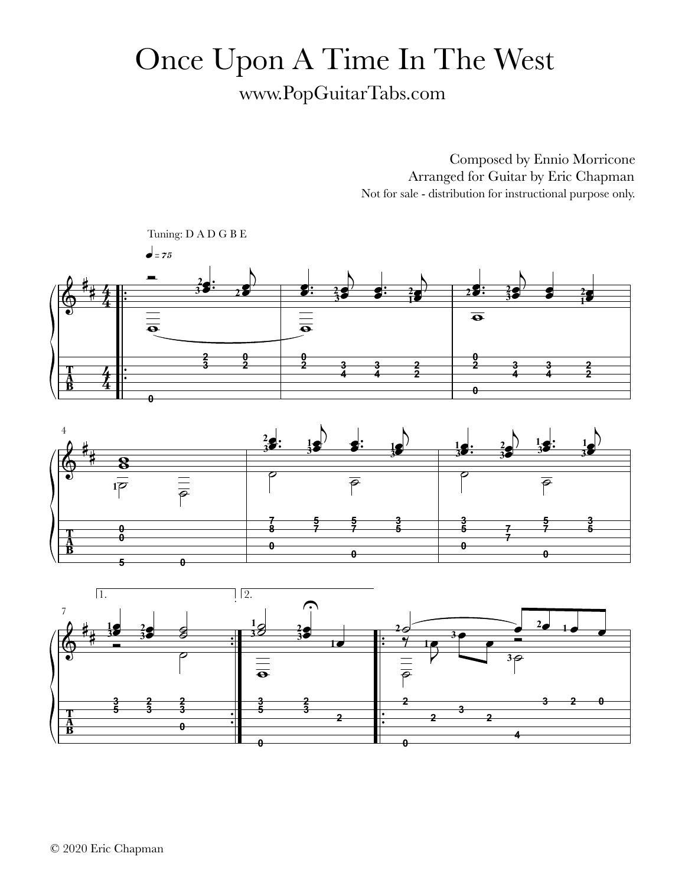# Once Upon A Time In The West

www.PopGuitarTabs.com

Composed by Ennio Morricone
Arranged for Guitar by Eric Chapman
Not for sale - distribution for instructional purpose only.

Tuning: D A D G B E

♩ = 75

© 2020 Eric Chapman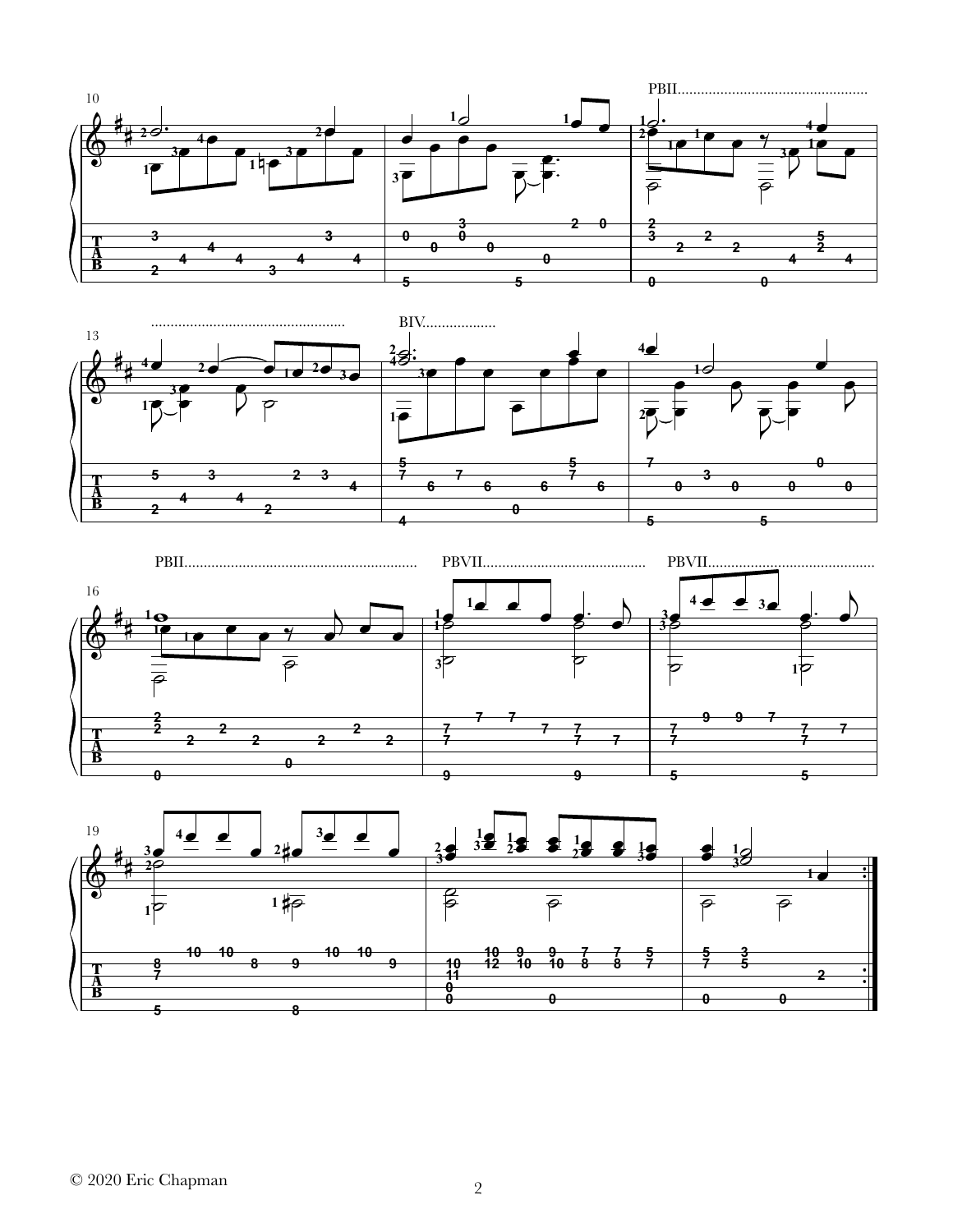© 2020 Eric Chapman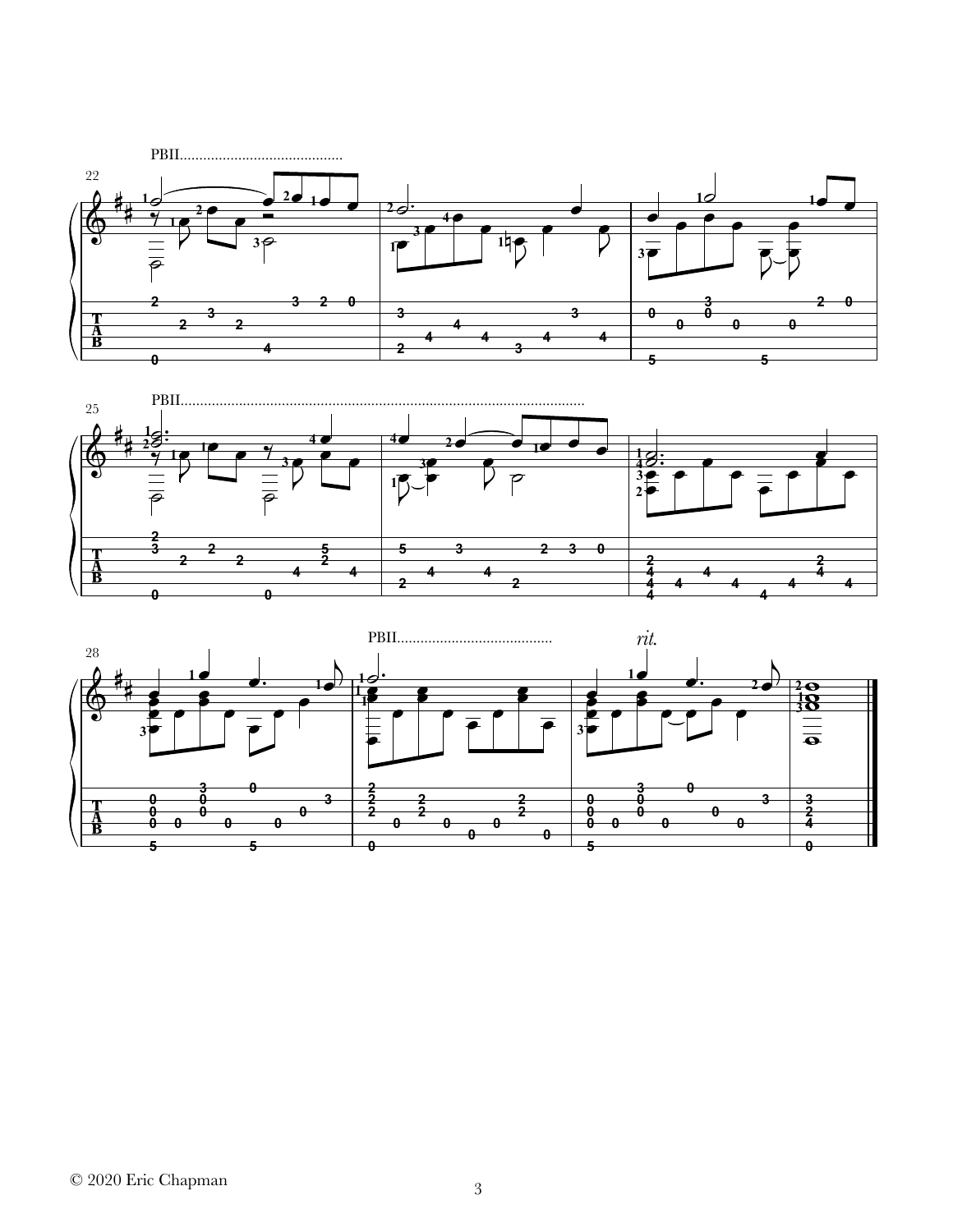PBII..........................................

PBII.............................................................................................

PBII.......................................

*rit.*

© 2020 Eric Chapman